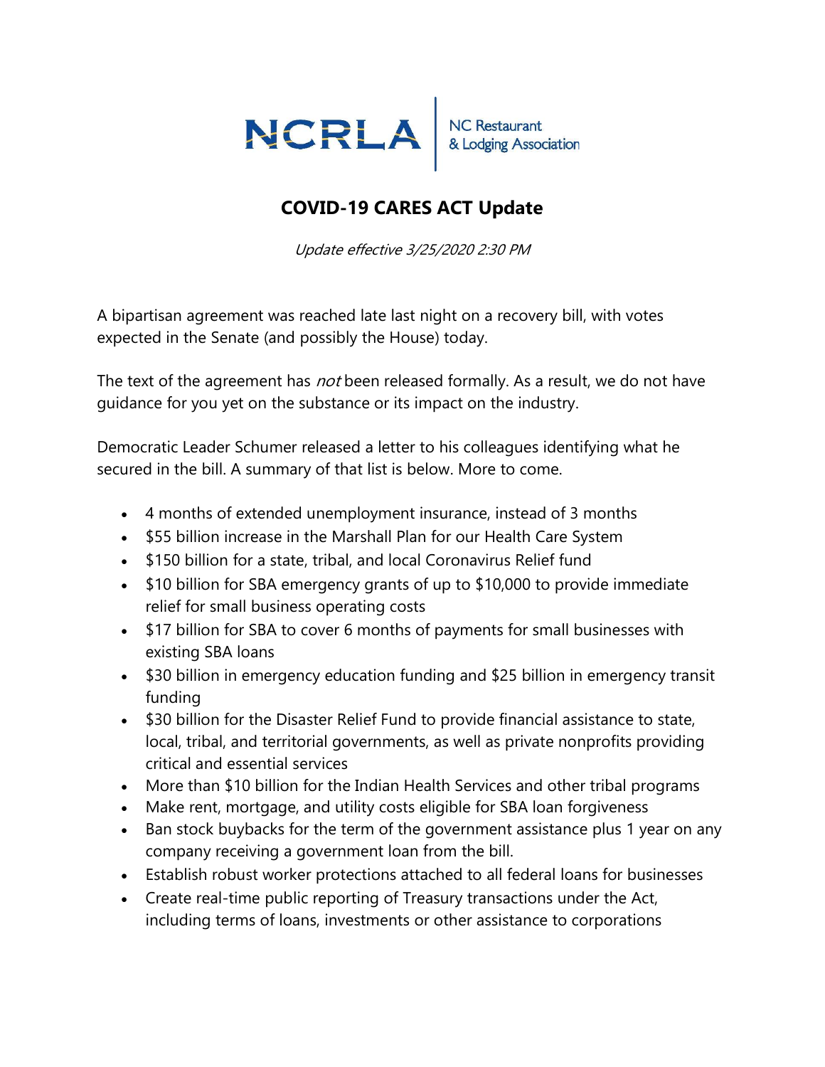NCRLA | NC Restaurant & Lodging Association

# COVID-19 CARES ACT Update

*Update effective 3/25/2020 2:30 PM*

A bipartisan agreement was reached late last night on a recovery bill, with votes expected in the Senate (and possibly the House) today.

The text of the agreement has *not* been released formally. As a result, we do not have guidance for you yet on the substance or its impact on the industry.

Democratic Leader Schumer released a letter to his colleagues identifying what he secured in the bill. A summary of that list is below. More to come.

- 4 months of extended unemployment insurance, instead of 3 months
- $55 billion increase in the Marshall Plan for our Health Care System
- $150 billion for a state, tribal, and local Coronavirus Relief fund
- $10 billion for SBA emergency grants of up to $10,000 to provide immediate relief for small business operating costs
- $17 billion for SBA to cover 6 months of payments for small businesses with existing SBA loans
- $30 billion in emergency education funding and $25 billion in emergency transit funding
- $30 billion for the Disaster Relief Fund to provide financial assistance to state, local, tribal, and territorial governments, as well as private nonprofits providing critical and essential services
- More than $10 billion for the Indian Health Services and other tribal programs
- Make rent, mortgage, and utility costs eligible for SBA loan forgiveness
- Ban stock buybacks for the term of the government assistance plus 1 year on any company receiving a government loan from the bill.
- Establish robust worker protections attached to all federal loans for businesses
- Create real-time public reporting of Treasury transactions under the Act, including terms of loans, investments or other assistance to corporations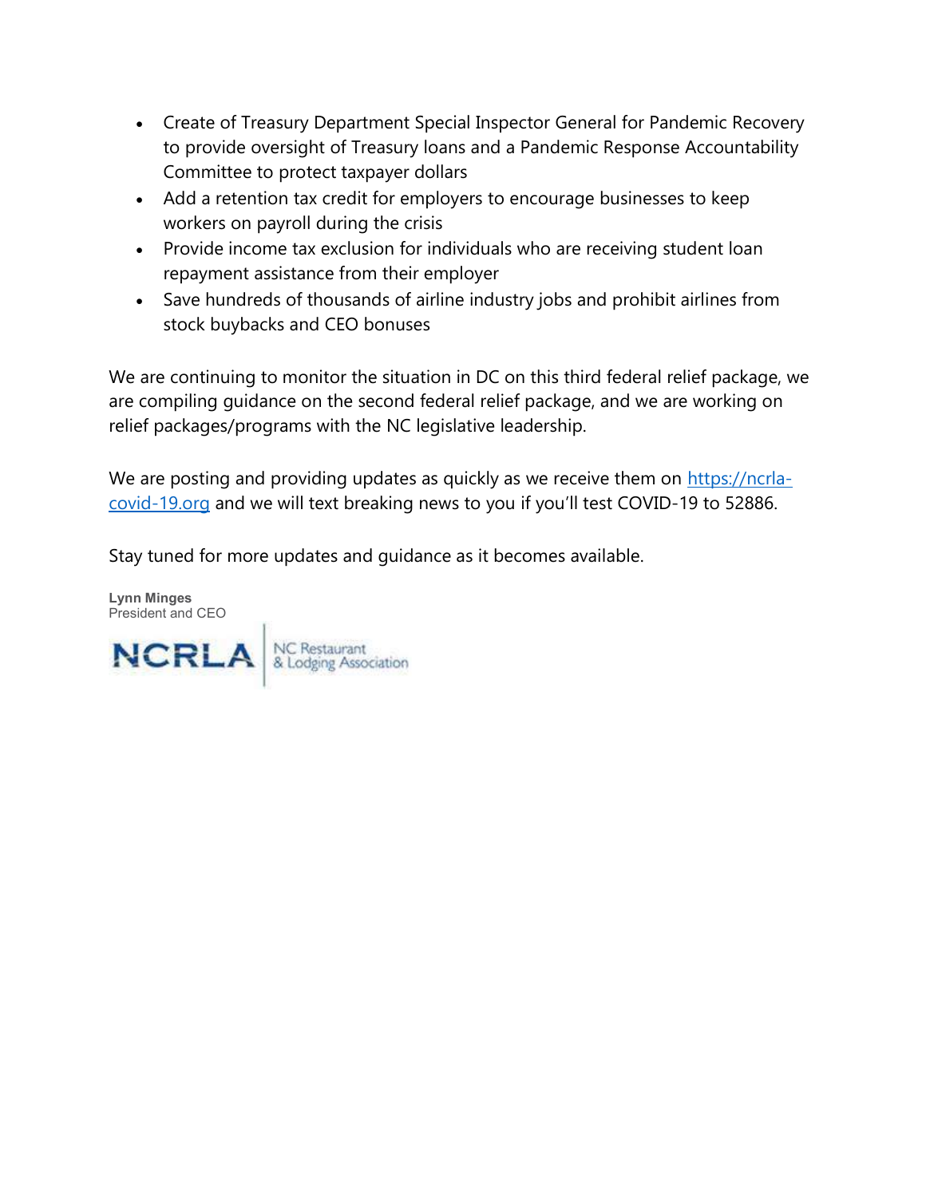- Create of Treasury Department Special Inspector General for Pandemic Recovery to provide oversight of Treasury loans and a Pandemic Response Accountability Committee to protect taxpayer dollars
- Add a retention tax credit for employers to encourage businesses to keep workers on payroll during the crisis
- Provide income tax exclusion for individuals who are receiving student loan repayment assistance from their employer
- Save hundreds of thousands of airline industry jobs and prohibit airlines from stock buybacks and CEO bonuses

We are continuing to monitor the situation in DC on this third federal relief package, we are compiling guidance on the second federal relief package, and we are working on relief packages/programs with the NC legislative leadership.

We are posting and providing updates as quickly as we receive them on [https://ncrla-covid-19.org](https://ncrla-covid-19.org) and we will text breaking news to you if you'll test COVID-19 to 52886.

Stay tuned for more updates and guidance as it becomes available.

**Lynn Minges**
President and CEO

NCRLA | NC Restaurant & Lodging Association